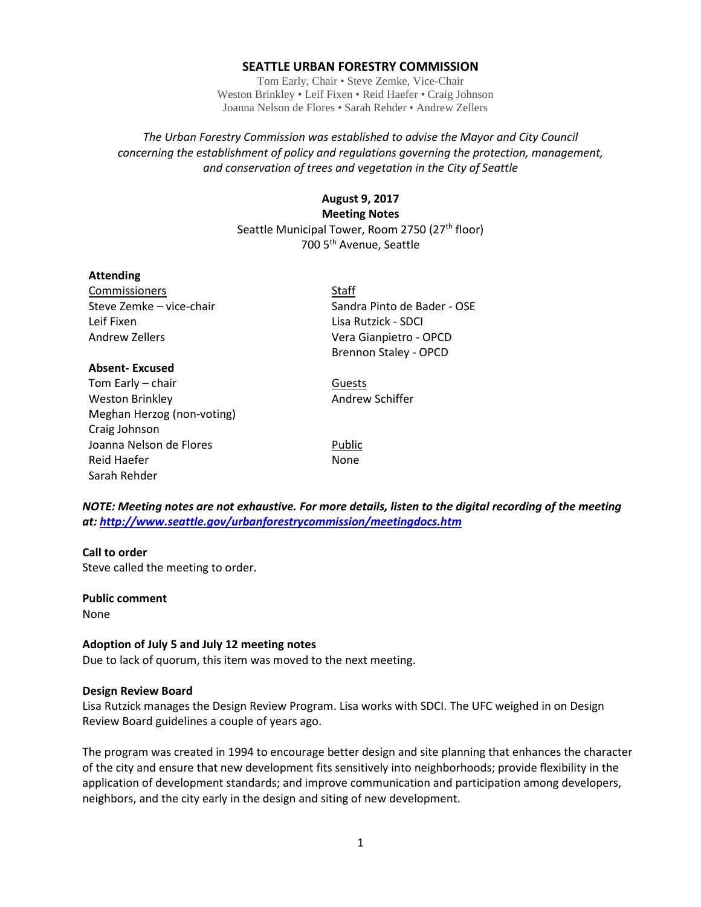# SEATTLE URBAN FORESTRY COMMISSION

Tom Early, Chair • Steve Zemke, Vice-Chair
Weston Brinkley • Leif Fixen • Reid Haefer • Craig Johnson
Joanna Nelson de Flores • Sarah Rehder • Andrew Zellers

*The Urban Forestry Commission was established to advise the Mayor and City Council concerning the establishment of policy and regulations governing the protection, management, and conservation of trees and vegetation in the City of Seattle*

**August 9, 2017**
**Meeting Notes**
Seattle Municipal Tower, Room 2750 (27th floor)
700 5th Avenue, Seattle

**Attending**

Commissioners
Steve Zemke – vice-chair
Leif Fixen
Andrew Zellers

Staff
Sandra Pinto de Bader - OSE
Lisa Rutzick - SDCI
Vera Gianpietro - OPCD
Brennon Staley - OPCD

**Absent- Excused**
Tom Early – chair
Weston Brinkley
Meghan Herzog (non-voting)
Craig Johnson
Joanna Nelson de Flores
Reid Haefer
Sarah Rehder

Guests
Andrew Schiffer

Public
None

***NOTE: Meeting notes are not exhaustive. For more details, listen to the digital recording of the meeting at: http://www.seattle.gov/urbanforestrycommission/meetingdocs.htm***

**Call to order**
Steve called the meeting to order.

**Public comment**
None

**Adoption of July 5 and July 12 meeting notes**
Due to lack of quorum, this item was moved to the next meeting.

**Design Review Board**
Lisa Rutzick manages the Design Review Program. Lisa works with SDCI. The UFC weighed in on Design Review Board guidelines a couple of years ago.

The program was created in 1994 to encourage better design and site planning that enhances the character of the city and ensure that new development fits sensitively into neighborhoods; provide flexibility in the application of development standards; and improve communication and participation among developers, neighbors, and the city early in the design and siting of new development.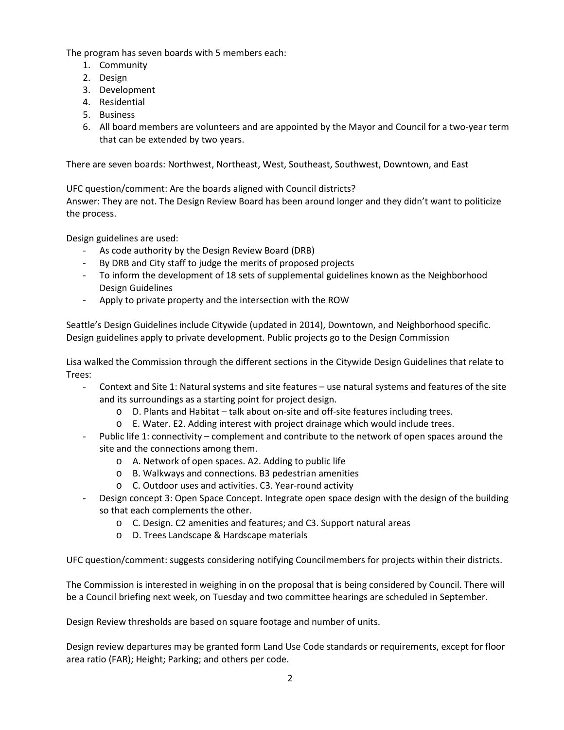The program has seven boards with 5 members each:

1. Community
2. Design
3. Development
4. Residential
5. Business
6. All board members are volunteers and are appointed by the Mayor and Council for a two-year term that can be extended by two years.

There are seven boards: Northwest, Northeast, West, Southeast, Southwest, Downtown, and East

UFC question/comment: Are the boards aligned with Council districts?
Answer: They are not. The Design Review Board has been around longer and they didn't want to politicize the process.

Design guidelines are used:

- As code authority by the Design Review Board (DRB)
- By DRB and City staff to judge the merits of proposed projects
- To inform the development of 18 sets of supplemental guidelines known as the Neighborhood Design Guidelines
- Apply to private property and the intersection with the ROW

Seattle's Design Guidelines include Citywide (updated in 2014), Downtown, and Neighborhood specific. Design guidelines apply to private development. Public projects go to the Design Commission

Lisa walked the Commission through the different sections in the Citywide Design Guidelines that relate to Trees:

- Context and Site 1: Natural systems and site features – use natural systems and features of the site and its surroundings as a starting point for project design.
  - D. Plants and Habitat – talk about on-site and off-site features including trees.
  - E. Water. E2. Adding interest with project drainage which would include trees.
- Public life 1: connectivity – complement and contribute to the network of open spaces around the site and the connections among them.
  - A. Network of open spaces. A2. Adding to public life
  - B. Walkways and connections. B3 pedestrian amenities
  - C. Outdoor uses and activities. C3. Year-round activity
- Design concept 3: Open Space Concept. Integrate open space design with the design of the building so that each complements the other.
  - C. Design. C2 amenities and features; and C3. Support natural areas
  - D. Trees Landscape & Hardscape materials

UFC question/comment: suggests considering notifying Councilmembers for projects within their districts.

The Commission is interested in weighing in on the proposal that is being considered by Council. There will be a Council briefing next week, on Tuesday and two committee hearings are scheduled in September.

Design Review thresholds are based on square footage and number of units.

Design review departures may be granted form Land Use Code standards or requirements, except for floor area ratio (FAR); Height; Parking; and others per code.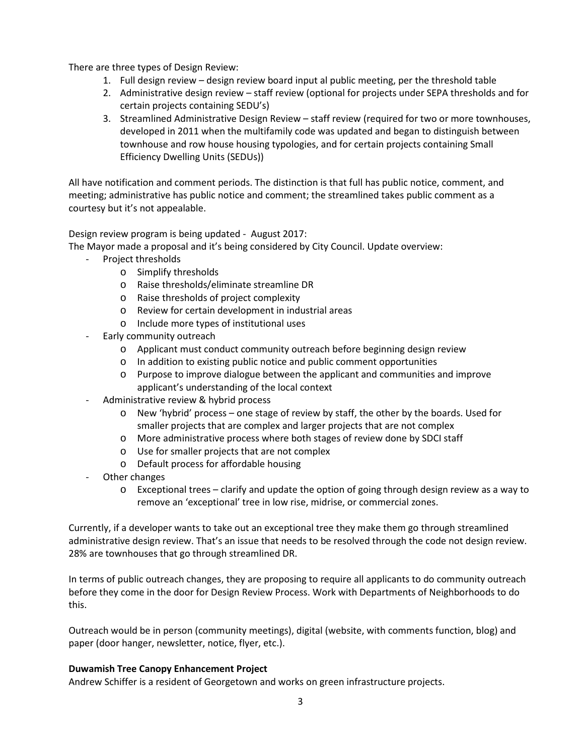There are three types of Design Review:

1. Full design review – design review board input al public meeting, per the threshold table
2. Administrative design review – staff review (optional for projects under SEPA thresholds and for certain projects containing SEDU's)
3. Streamlined Administrative Design Review – staff review (required for two or more townhouses, developed in 2011 when the multifamily code was updated and began to distinguish between townhouse and row house housing typologies, and for certain projects containing Small Efficiency Dwelling Units (SEDUs))

All have notification and comment periods. The distinction is that full has public notice, comment, and meeting; administrative has public notice and comment; the streamlined takes public comment as a courtesy but it's not appealable.

Design review program is being updated - August 2017:
The Mayor made a proposal and it's being considered by City Council. Update overview:

- Project thresholds
  - Simplify thresholds
  - Raise thresholds/eliminate streamline DR
  - Raise thresholds of project complexity
  - Review for certain development in industrial areas
  - Include more types of institutional uses
- Early community outreach
  - Applicant must conduct community outreach before beginning design review
  - In addition to existing public notice and public comment opportunities
  - Purpose to improve dialogue between the applicant and communities and improve applicant's understanding of the local context
- Administrative review & hybrid process
  - New 'hybrid' process – one stage of review by staff, the other by the boards. Used for smaller projects that are complex and larger projects that are not complex
  - More administrative process where both stages of review done by SDCI staff
  - Use for smaller projects that are not complex
  - Default process for affordable housing
- Other changes
  - Exceptional trees – clarify and update the option of going through design review as a way to remove an 'exceptional' tree in low rise, midrise, or commercial zones.

Currently, if a developer wants to take out an exceptional tree they make them go through streamlined administrative design review. That's an issue that needs to be resolved through the code not design review. 28% are townhouses that go through streamlined DR.

In terms of public outreach changes, they are proposing to require all applicants to do community outreach before they come in the door for Design Review Process. Work with Departments of Neighborhoods to do this.

Outreach would be in person (community meetings), digital (website, with comments function, blog) and paper (door hanger, newsletter, notice, flyer, etc.).

**Duwamish Tree Canopy Enhancement Project**

Andrew Schiffer is a resident of Georgetown and works on green infrastructure projects.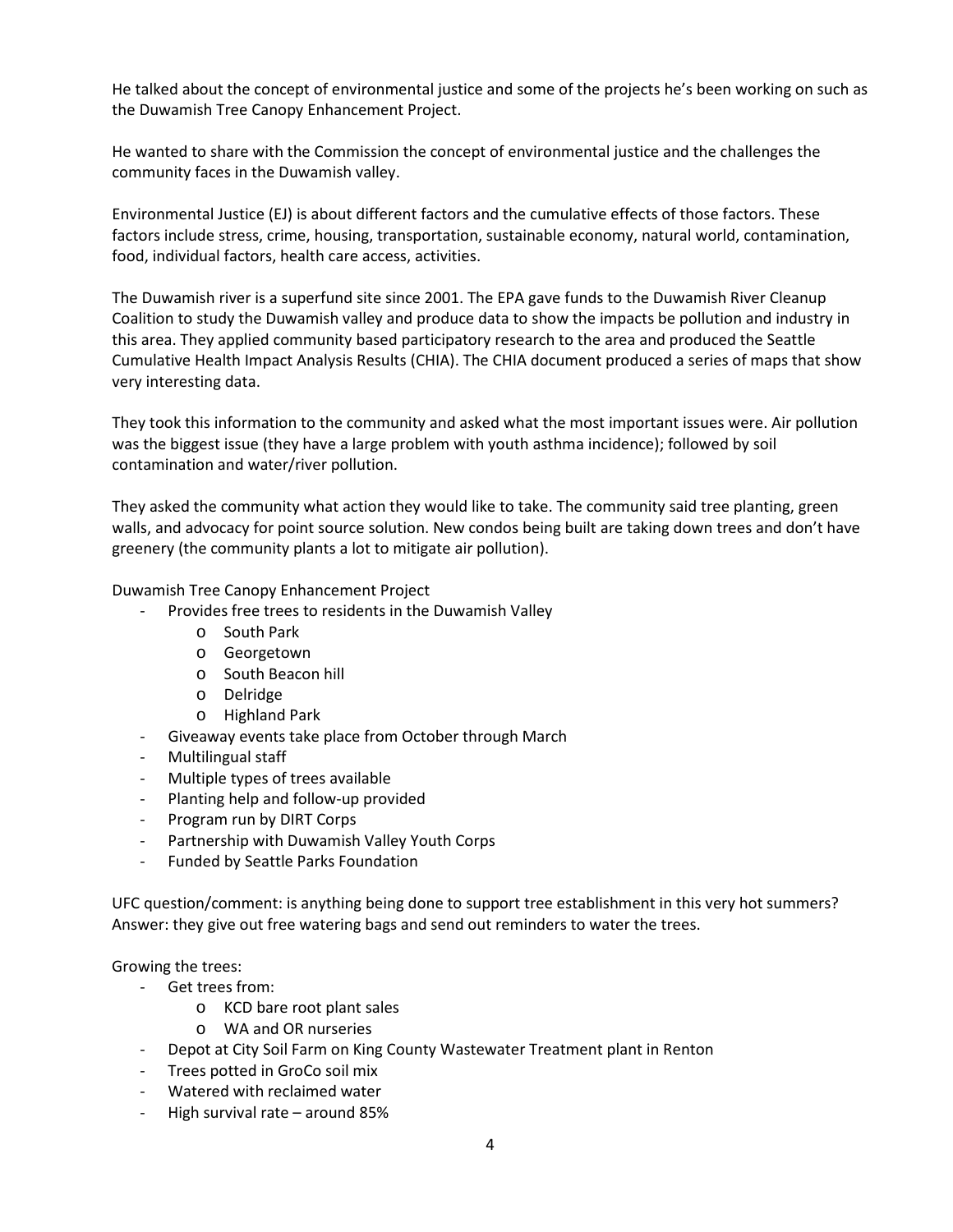He talked about the concept of environmental justice and some of the projects he's been working on such as the Duwamish Tree Canopy Enhancement Project.

He wanted to share with the Commission the concept of environmental justice and the challenges the community faces in the Duwamish valley.

Environmental Justice (EJ) is about different factors and the cumulative effects of those factors. These factors include stress, crime, housing, transportation, sustainable economy, natural world, contamination, food, individual factors, health care access, activities.

The Duwamish river is a superfund site since 2001. The EPA gave funds to the Duwamish River Cleanup Coalition to study the Duwamish valley and produce data to show the impacts be pollution and industry in this area. They applied community based participatory research to the area and produced the Seattle Cumulative Health Impact Analysis Results (CHIA). The CHIA document produced a series of maps that show very interesting data.

They took this information to the community and asked what the most important issues were. Air pollution was the biggest issue (they have a large problem with youth asthma incidence); followed by soil contamination and water/river pollution.

They asked the community what action they would like to take. The community said tree planting, green walls, and advocacy for point source solution. New condos being built are taking down trees and don't have greenery (the community plants a lot to mitigate air pollution).

Duwamish Tree Canopy Enhancement Project

- Provides free trees to residents in the Duwamish Valley
  - South Park
  - Georgetown
  - South Beacon hill
  - Delridge
  - Highland Park
- Giveaway events take place from October through March
- Multilingual staff
- Multiple types of trees available
- Planting help and follow-up provided
- Program run by DIRT Corps
- Partnership with Duwamish Valley Youth Corps
- Funded by Seattle Parks Foundation

UFC question/comment: is anything being done to support tree establishment in this very hot summers? Answer: they give out free watering bags and send out reminders to water the trees.

Growing the trees:

- Get trees from:
  - KCD bare root plant sales
  - WA and OR nurseries
- Depot at City Soil Farm on King County Wastewater Treatment plant in Renton
- Trees potted in GroCo soil mix
- Watered with reclaimed water
- High survival rate – around 85%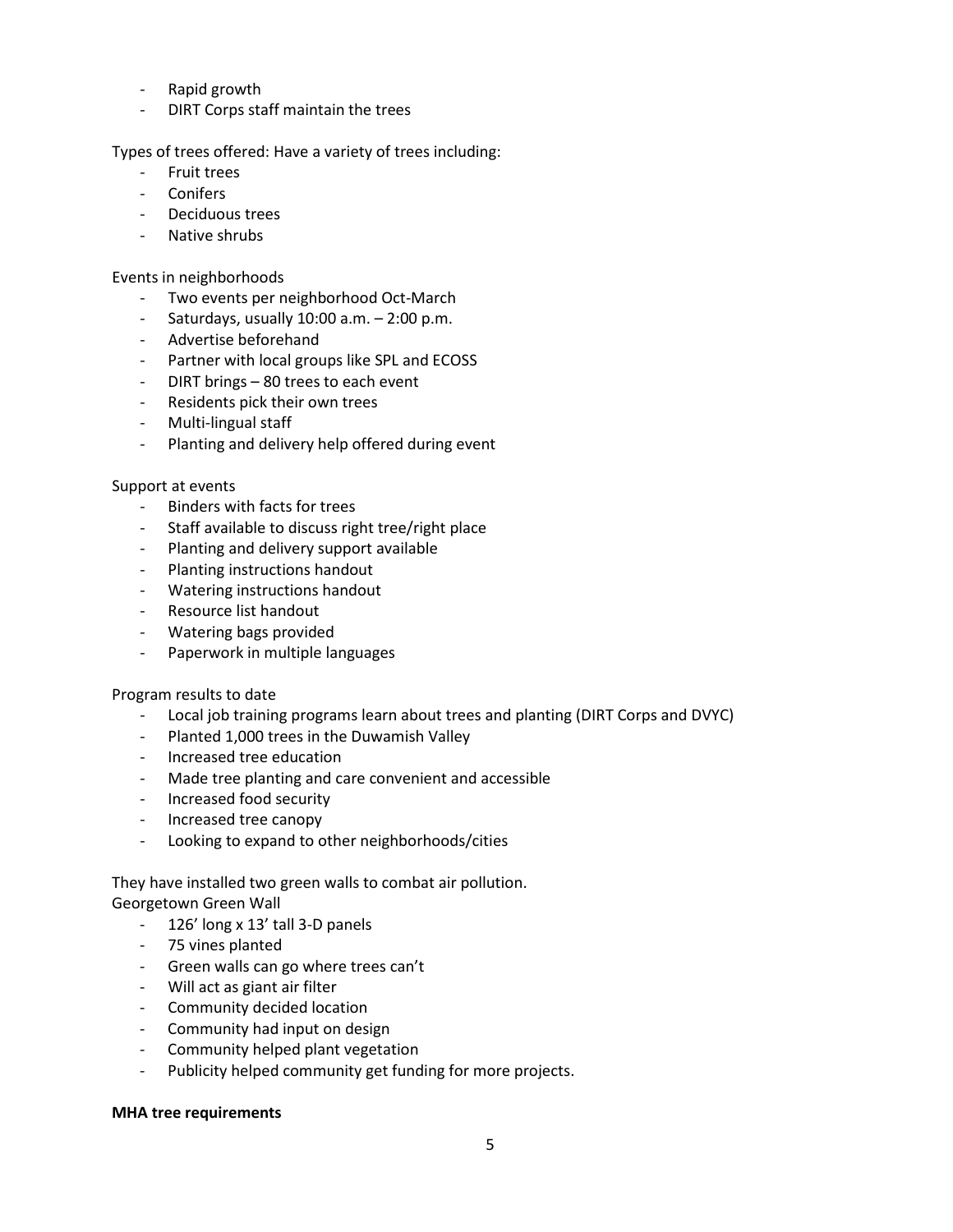- Rapid growth
- DIRT Corps staff maintain the trees

Types of trees offered: Have a variety of trees including:

- Fruit trees
- Conifers
- Deciduous trees
- Native shrubs

Events in neighborhoods

- Two events per neighborhood Oct-March
- Saturdays, usually 10:00 a.m. – 2:00 p.m.
- Advertise beforehand
- Partner with local groups like SPL and ECOSS
- DIRT brings – 80 trees to each event
- Residents pick their own trees
- Multi-lingual staff
- Planting and delivery help offered during event

Support at events

- Binders with facts for trees
- Staff available to discuss right tree/right place
- Planting and delivery support available
- Planting instructions handout
- Watering instructions handout
- Resource list handout
- Watering bags provided
- Paperwork in multiple languages

Program results to date

- Local job training programs learn about trees and planting (DIRT Corps and DVYC)
- Planted 1,000 trees in the Duwamish Valley
- Increased tree education
- Made tree planting and care convenient and accessible
- Increased food security
- Increased tree canopy
- Looking to expand to other neighborhoods/cities

They have installed two green walls to combat air pollution.
Georgetown Green Wall

- 126' long x 13' tall 3-D panels
- 75 vines planted
- Green walls can go where trees can't
- Will act as giant air filter
- Community decided location
- Community had input on design
- Community helped plant vegetation
- Publicity helped community get funding for more projects.

**MHA tree requirements**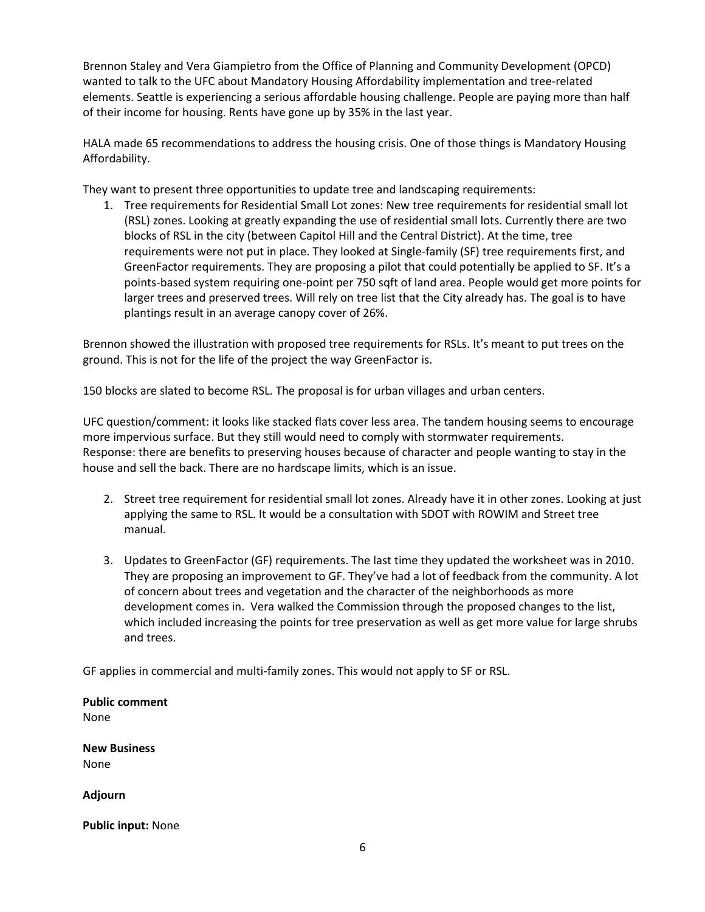Brennon Staley and Vera Giampietro from the Office of Planning and Community Development (OPCD) wanted to talk to the UFC about Mandatory Housing Affordability implementation and tree-related elements. Seattle is experiencing a serious affordable housing challenge. People are paying more than half of their income for housing. Rents have gone up by 35% in the last year.

HALA made 65 recommendations to address the housing crisis. One of those things is Mandatory Housing Affordability.

They want to present three opportunities to update tree and landscaping requirements:

1. Tree requirements for Residential Small Lot zones: New tree requirements for residential small lot (RSL) zones. Looking at greatly expanding the use of residential small lots. Currently there are two blocks of RSL in the city (between Capitol Hill and the Central District). At the time, tree requirements were not put in place. They looked at Single-family (SF) tree requirements first, and GreenFactor requirements. They are proposing a pilot that could potentially be applied to SF. It's a points-based system requiring one-point per 750 sqft of land area. People would get more points for larger trees and preserved trees. Will rely on tree list that the City already has. The goal is to have plantings result in an average canopy cover of 26%.

Brennon showed the illustration with proposed tree requirements for RSLs. It's meant to put trees on the ground. This is not for the life of the project the way GreenFactor is.

150 blocks are slated to become RSL. The proposal is for urban villages and urban centers.

UFC question/comment: it looks like stacked flats cover less area. The tandem housing seems to encourage more impervious surface. But they still would need to comply with stormwater requirements.
Response: there are benefits to preserving houses because of character and people wanting to stay in the house and sell the back. There are no hardscape limits, which is an issue.

2. Street tree requirement for residential small lot zones. Already have it in other zones. Looking at just applying the same to RSL. It would be a consultation with SDOT with ROWIM and Street tree manual.

3. Updates to GreenFactor (GF) requirements. The last time they updated the worksheet was in 2010. They are proposing an improvement to GF. They've had a lot of feedback from the community. A lot of concern about trees and vegetation and the character of the neighborhoods as more development comes in. Vera walked the Commission through the proposed changes to the list, which included increasing the points for tree preservation as well as get more value for large shrubs and trees.

GF applies in commercial and multi-family zones. This would not apply to SF or RSL.

**Public comment**
None

**New Business**
None

**Adjourn**

**Public input:** None